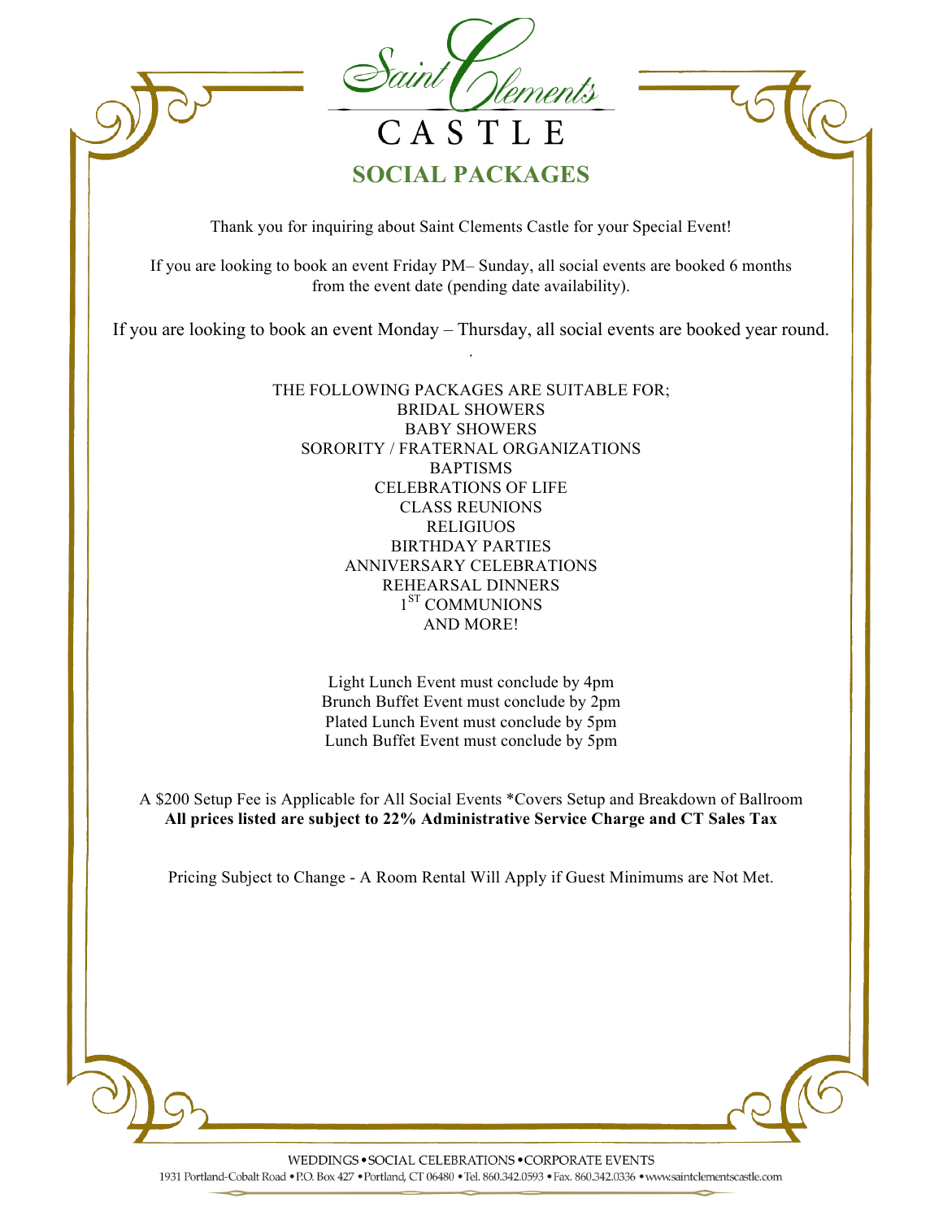# Saint Clements CASTLE

## SOCIAL PACKAGES

Thank you for inquiring about Saint Clements Castle for your Special Event!

If you are looking to book an event Friday PM– Sunday, all social events are booked 6 months from the event date (pending date availability).

If you are looking to book an event Monday – Thursday, all social events are booked year round.

.

THE FOLLOWING PACKAGES ARE SUITABLE FOR;
BRIDAL SHOWERS
BABY SHOWERS
SORORITY / FRATERNAL ORGANIZATIONS
BAPTISMS
CELEBRATIONS OF LIFE
CLASS REUNIONS
RELIGIUOS
BIRTHDAY PARTIES
ANNIVERSARY CELEBRATIONS
REHEARSAL DINNERS
1ST COMMUNIONS
AND MORE!

Light Lunch Event must conclude by 4pm
Brunch Buffet Event must conclude by 2pm
Plated Lunch Event must conclude by 5pm
Lunch Buffet Event must conclude by 5pm

A $200 Setup Fee is Applicable for All Social Events *Covers Setup and Breakdown of Ballroom
**All prices listed are subject to 22% Administrative Service Charge and CT Sales Tax**

Pricing Subject to Change - A Room Rental Will Apply if Guest Minimums are Not Met.

WEDDINGS • SOCIAL CELEBRATIONS • CORPORATE EVENTS
1931 Portland-Cobalt Road • P.O. Box 427 • Portland, CT 06480 • Tel. 860.342.0593 • Fax. 860.342.0336 • www.saintclementscastle.com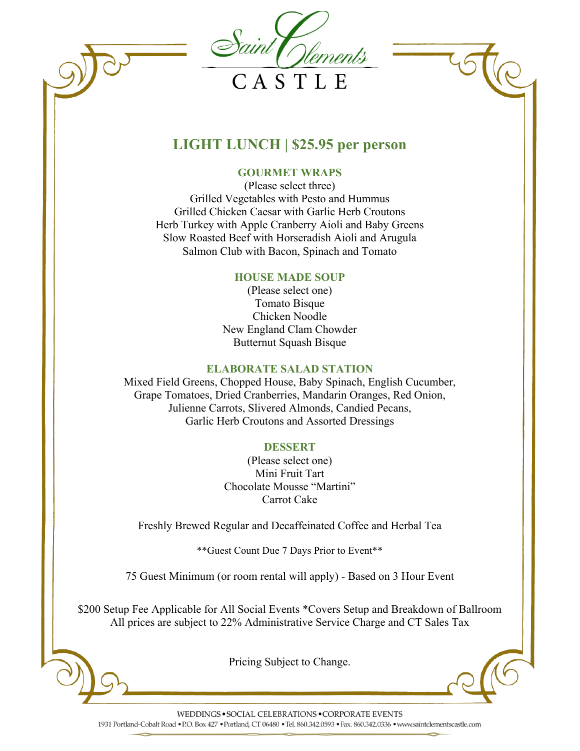# Saint Clements CASTLE

## LIGHT LUNCH | $25.95 per person

### GOURMET WRAPS

(Please select three)
Grilled Vegetables with Pesto and Hummus
Grilled Chicken Caesar with Garlic Herb Croutons
Herb Turkey with Apple Cranberry Aioli and Baby Greens
Slow Roasted Beef with Horseradish Aioli and Arugula
Salmon Club with Bacon, Spinach and Tomato

### HOUSE MADE SOUP

(Please select one)
Tomato Bisque
Chicken Noodle
New England Clam Chowder
Butternut Squash Bisque

### ELABORATE SALAD STATION

Mixed Field Greens, Chopped House, Baby Spinach, English Cucumber, Grape Tomatoes, Dried Cranberries, Mandarin Oranges, Red Onion, Julienne Carrots, Slivered Almonds, Candied Pecans, Garlic Herb Croutons and Assorted Dressings

### DESSERT

(Please select one)
Mini Fruit Tart
Chocolate Mousse "Martini"
Carrot Cake

Freshly Brewed Regular and Decaffeinated Coffee and Herbal Tea

**Guest Count Due 7 Days Prior to Event**

75 Guest Minimum (or room rental will apply) - Based on 3 Hour Event

$200 Setup Fee Applicable for All Social Events *Covers Setup and Breakdown of Ballroom
All prices are subject to 22% Administrative Service Charge and CT Sales Tax

Pricing Subject to Change.

WEDDINGS • SOCIAL CELEBRATIONS • CORPORATE EVENTS
1931 Portland-Cobalt Road • P.O. Box 427 • Portland, CT 06480 • Tel. 860.342.0593 • Fax. 860.342.0336 • www.saintclementscastle.com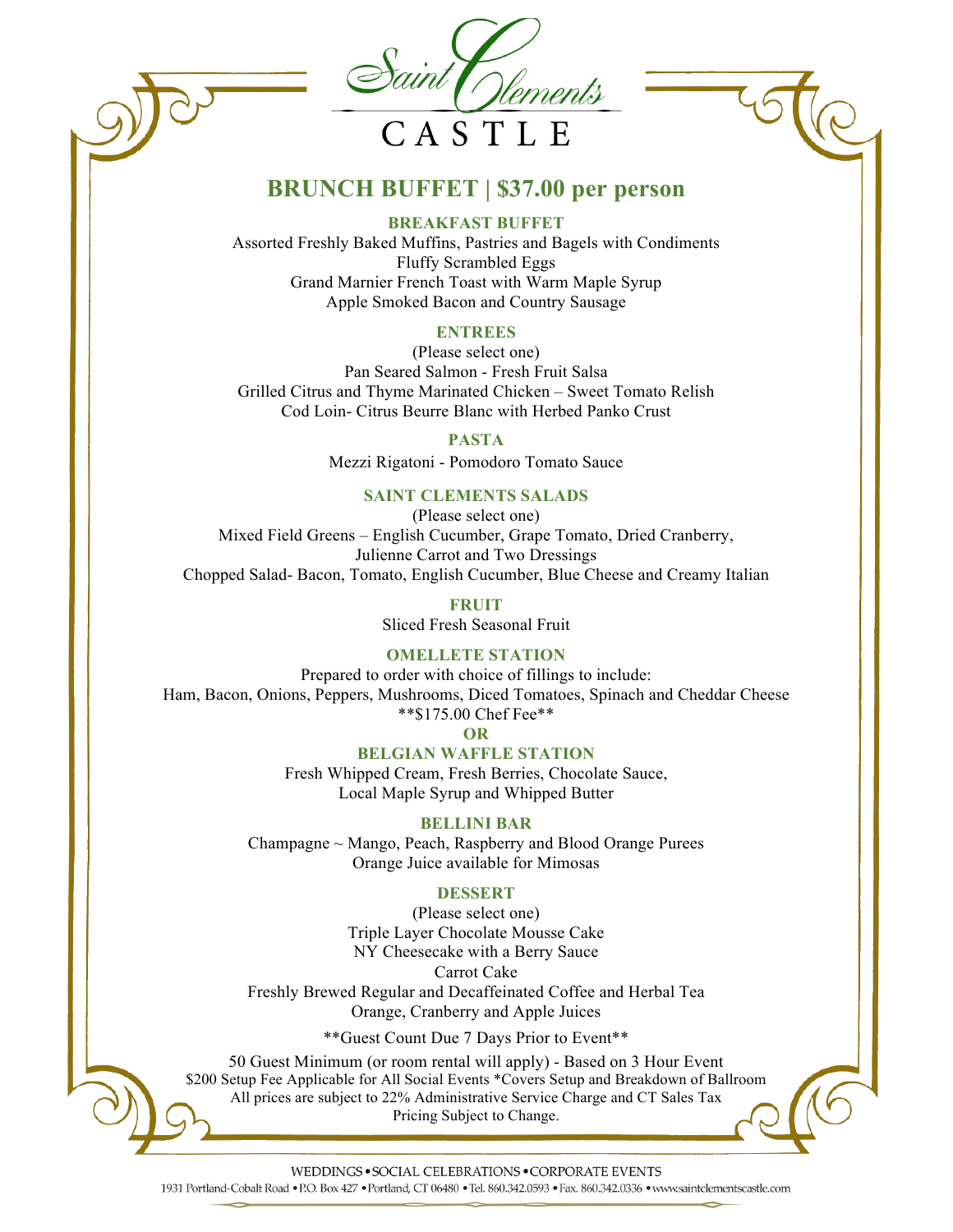# Saint Clements CASTLE

## BRUNCH BUFFET | $37.00 per person

### BREAKFAST BUFFET

Assorted Freshly Baked Muffins, Pastries and Bagels with Condiments
Fluffy Scrambled Eggs
Grand Marnier French Toast with Warm Maple Syrup
Apple Smoked Bacon and Country Sausage

### ENTREES

(Please select one)
Pan Seared Salmon - Fresh Fruit Salsa
Grilled Citrus and Thyme Marinated Chicken – Sweet Tomato Relish
Cod Loin- Citrus Beurre Blanc with Herbed Panko Crust

### PASTA

Mezzi Rigatoni - Pomodoro Tomato Sauce

### SAINT CLEMENTS SALADS

(Please select one)
Mixed Field Greens – English Cucumber, Grape Tomato, Dried Cranberry, Julienne Carrot and Two Dressings
Chopped Salad- Bacon, Tomato, English Cucumber, Blue Cheese and Creamy Italian

### FRUIT

Sliced Fresh Seasonal Fruit

### OMELLETE STATION

Prepared to order with choice of fillings to include:
Ham, Bacon, Onions, Peppers, Mushrooms, Diced Tomatoes, Spinach and Cheddar Cheese
**$175.00 Chef Fee**

**OR**

### BELGIAN WAFFLE STATION

Fresh Whipped Cream, Fresh Berries, Chocolate Sauce,
Local Maple Syrup and Whipped Butter

### BELLINI BAR

Champagne ~ Mango, Peach, Raspberry and Blood Orange Purees
Orange Juice available for Mimosas

### DESSERT

(Please select one)
Triple Layer Chocolate Mousse Cake
NY Cheesecake with a Berry Sauce
Carrot Cake
Freshly Brewed Regular and Decaffeinated Coffee and Herbal Tea
Orange, Cranberry and Apple Juices

**Guest Count Due 7 Days Prior to Event**

50 Guest Minimum (or room rental will apply) - Based on 3 Hour Event
$200 Setup Fee Applicable for All Social Events *Covers Setup and Breakdown of Ballroom
All prices are subject to 22% Administrative Service Charge and CT Sales Tax
Pricing Subject to Change.

WEDDINGS • SOCIAL CELEBRATIONS • CORPORATE EVENTS
1931 Portland-Cobalt Road • P.O. Box 427 • Portland, CT 06480 • Tel. 860.342.0593 • Fax. 860.342.0336 • www.saintclementscastle.com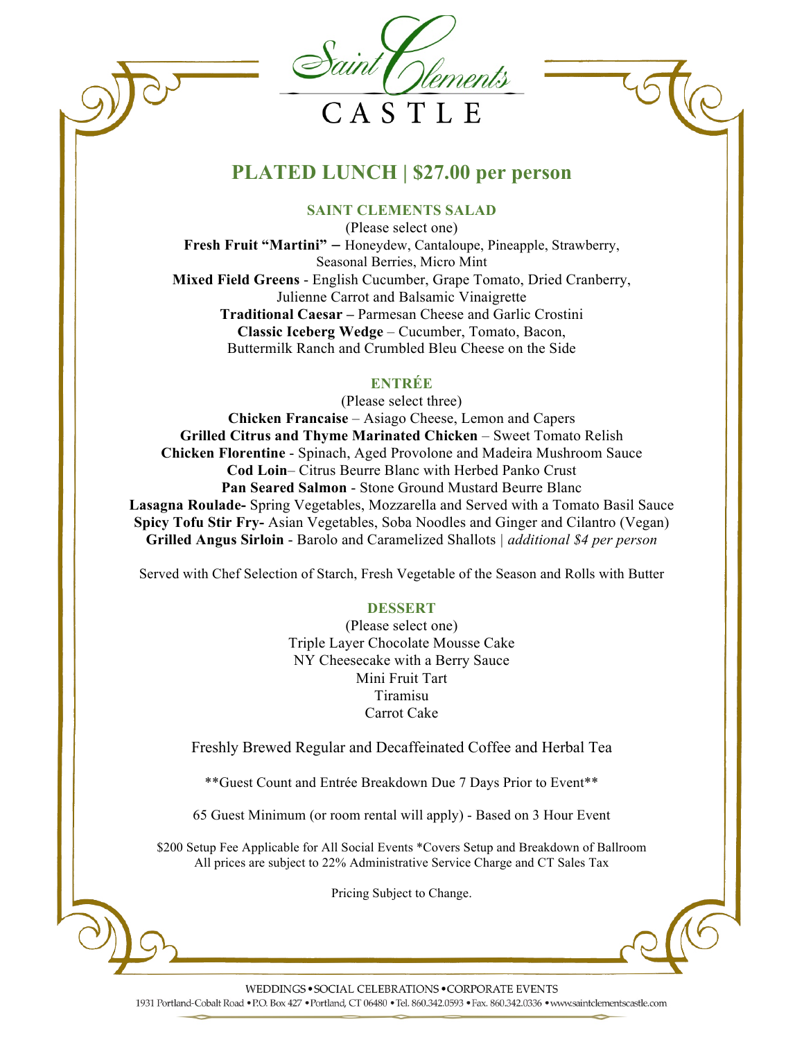Saint Clements

CASTLE

# PLATED LUNCH | $27.00 per person

## SAINT CLEMENTS SALAD

(Please select one)

**Fresh Fruit "Martini"** – Honeydew, Cantaloupe, Pineapple, Strawberry, Seasonal Berries, Micro Mint

**Mixed Field Greens** - English Cucumber, Grape Tomato, Dried Cranberry, Julienne Carrot and Balsamic Vinaigrette

**Traditional Caesar –** Parmesan Cheese and Garlic Crostini

**Classic Iceberg Wedge** – Cucumber, Tomato, Bacon, Buttermilk Ranch and Crumbled Bleu Cheese on the Side

## ENTRÉE

(Please select three)

**Chicken Francaise** – Asiago Cheese, Lemon and Capers

**Grilled Citrus and Thyme Marinated Chicken** – Sweet Tomato Relish

**Chicken Florentine** - Spinach, Aged Provolone and Madeira Mushroom Sauce

**Cod Loin**– Citrus Beurre Blanc with Herbed Panko Crust

**Pan Seared Salmon** - Stone Ground Mustard Beurre Blanc

**Lasagna Roulade-** Spring Vegetables, Mozzarella and Served with a Tomato Basil Sauce

**Spicy Tofu Stir Fry-** Asian Vegetables, Soba Noodles and Ginger and Cilantro (Vegan)

**Grilled Angus Sirloin** - Barolo and Caramelized Shallots | *additional $4 per person*

Served with Chef Selection of Starch, Fresh Vegetable of the Season and Rolls with Butter

## DESSERT

(Please select one)

Triple Layer Chocolate Mousse Cake

NY Cheesecake with a Berry Sauce

Mini Fruit Tart

Tiramisu

Carrot Cake

Freshly Brewed Regular and Decaffeinated Coffee and Herbal Tea

**Guest Count and Entrée Breakdown Due 7 Days Prior to Event**

65 Guest Minimum (or room rental will apply) - Based on 3 Hour Event

$200 Setup Fee Applicable for All Social Events *Covers Setup and Breakdown of Ballroom
All prices are subject to 22% Administrative Service Charge and CT Sales Tax

Pricing Subject to Change.

WEDDINGS • SOCIAL CELEBRATIONS • CORPORATE EVENTS
1931 Portland-Cobalt Road • P.O. Box 427 • Portland, CT 06480 • Tel. 860.342.0593 • Fax. 860.342.0336 • www.saintclementscastle.com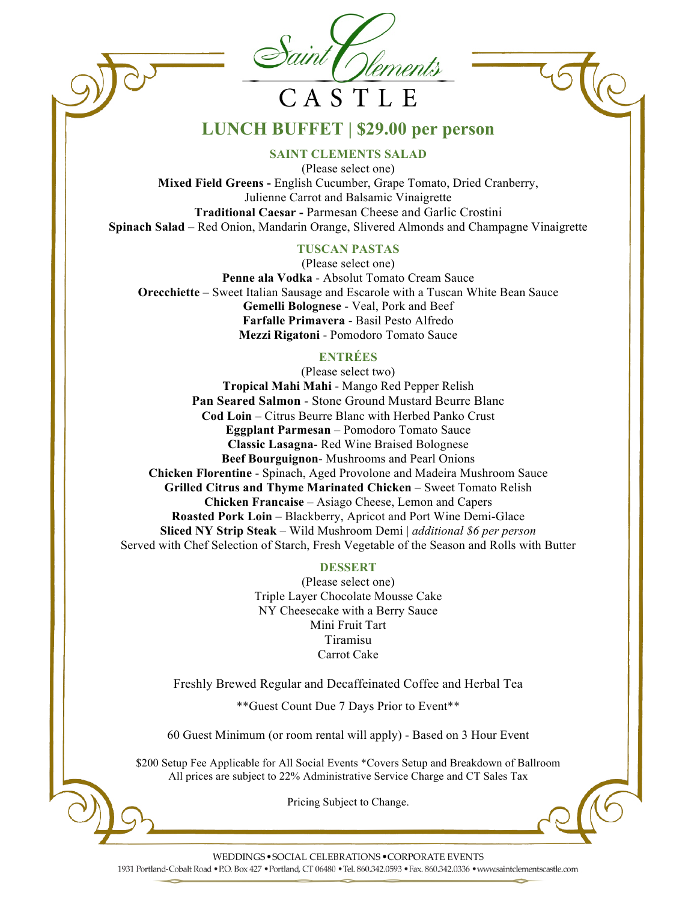# Saint Clements CASTLE

## LUNCH BUFFET | $29.00 per person

### SAINT CLEMENTS SALAD

(Please select one)

**Mixed Field Greens -** English Cucumber, Grape Tomato, Dried Cranberry, Julienne Carrot and Balsamic Vinaigrette

**Traditional Caesar -** Parmesan Cheese and Garlic Crostini

**Spinach Salad –** Red Onion, Mandarin Orange, Slivered Almonds and Champagne Vinaigrette

### TUSCAN PASTAS

(Please select one)

**Penne ala Vodka** - Absolut Tomato Cream Sauce

**Orecchiette** – Sweet Italian Sausage and Escarole with a Tuscan White Bean Sauce

**Gemelli Bolognese** - Veal, Pork and Beef

**Farfalle Primavera** - Basil Pesto Alfredo

**Mezzi Rigatoni** - Pomodoro Tomato Sauce

### ENTRÉES

(Please select two)

**Tropical Mahi Mahi** - Mango Red Pepper Relish

**Pan Seared Salmon** - Stone Ground Mustard Beurre Blanc

**Cod Loin** – Citrus Beurre Blanc with Herbed Panko Crust

**Eggplant Parmesan** – Pomodoro Tomato Sauce

**Classic Lasagna**- Red Wine Braised Bolognese

**Beef Bourguignon**- Mushrooms and Pearl Onions

**Chicken Florentine** - Spinach, Aged Provolone and Madeira Mushroom Sauce

**Grilled Citrus and Thyme Marinated Chicken** – Sweet Tomato Relish

**Chicken Francaise** – Asiago Cheese, Lemon and Capers

**Roasted Pork Loin** – Blackberry, Apricot and Port Wine Demi-Glace

**Sliced NY Strip Steak** – Wild Mushroom Demi | *additional $6 per person*

Served with Chef Selection of Starch, Fresh Vegetable of the Season and Rolls with Butter

### DESSERT

(Please select one)

Triple Layer Chocolate Mousse Cake

NY Cheesecake with a Berry Sauce

Mini Fruit Tart

Tiramisu

Carrot Cake

Freshly Brewed Regular and Decaffeinated Coffee and Herbal Tea

**Guest Count Due 7 Days Prior to Event**

60 Guest Minimum (or room rental will apply) - Based on 3 Hour Event

$200 Setup Fee Applicable for All Social Events *Covers Setup and Breakdown of Ballroom

All prices are subject to 22% Administrative Service Charge and CT Sales Tax

Pricing Subject to Change.

WEDDINGS • SOCIAL CELEBRATIONS • CORPORATE EVENTS

1931 Portland-Cobalt Road • P.O. Box 427 • Portland, CT 06480 • Tel. 860.342.0593 • Fax. 860.342.0336 • www.saintclementscastle.com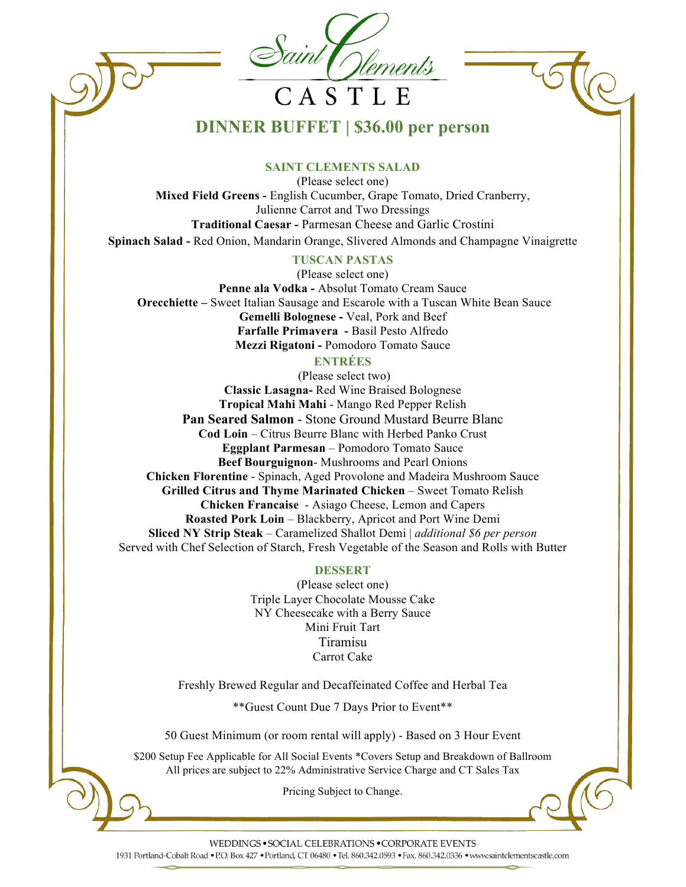# Saint Clements CASTLE

## DINNER BUFFET | $36.00 per person

### SAINT CLEMENTS SALAD

(Please select one)

**Mixed Field Greens -** English Cucumber, Grape Tomato, Dried Cranberry, Julienne Carrot and Two Dressings

**Traditional Caesar -** Parmesan Cheese and Garlic Crostini

**Spinach Salad -** Red Onion, Mandarin Orange, Slivered Almonds and Champagne Vinaigrette

### TUSCAN PASTAS

(Please select one)

**Penne ala Vodka -** Absolut Tomato Cream Sauce

**Orecchiette –** Sweet Italian Sausage and Escarole with a Tuscan White Bean Sauce

**Gemelli Bolognese -** Veal, Pork and Beef

**Farfalle Primavera -** Basil Pesto Alfredo

**Mezzi Rigatoni -** Pomodoro Tomato Sauce

### ENTRÉES

(Please select two)

**Classic Lasagna-** Red Wine Braised Bolognese

**Tropical Mahi Mahi** - Mango Red Pepper Relish

**Pan Seared Salmon** - Stone Ground Mustard Beurre Blanc

**Cod Loin** – Citrus Beurre Blanc with Herbed Panko Crust

**Eggplant Parmesan** – Pomodoro Tomato Sauce

**Beef Bourguignon**- Mushrooms and Pearl Onions

**Chicken Florentine** - Spinach, Aged Provolone and Madeira Mushroom Sauce

**Grilled Citrus and Thyme Marinated Chicken** – Sweet Tomato Relish

**Chicken Francaise** - Asiago Cheese, Lemon and Capers

**Roasted Pork Loin** – Blackberry, Apricot and Port Wine Demi

**Sliced NY Strip Steak** – Caramelized Shallot Demi | *additional $6 per person*

Served with Chef Selection of Starch, Fresh Vegetable of the Season and Rolls with Butter

### DESSERT

(Please select one)

Triple Layer Chocolate Mousse Cake

NY Cheesecake with a Berry Sauce

Mini Fruit Tart

Tiramisu

Carrot Cake

Freshly Brewed Regular and Decaffeinated Coffee and Herbal Tea

**Guest Count Due 7 Days Prior to Event**

50 Guest Minimum (or room rental will apply) - Based on 3 Hour Event

$200 Setup Fee Applicable for All Social Events *Covers Setup and Breakdown of Ballroom
All prices are subject to 22% Administrative Service Charge and CT Sales Tax

Pricing Subject to Change.

WEDDINGS • SOCIAL CELEBRATIONS • CORPORATE EVENTS
1931 Portland-Cobalt Road • P.O. Box 427 • Portland, CT 06480 • Tel. 860.342.0593 • Fax. 860.342.0336 • www.saintclementscastle.com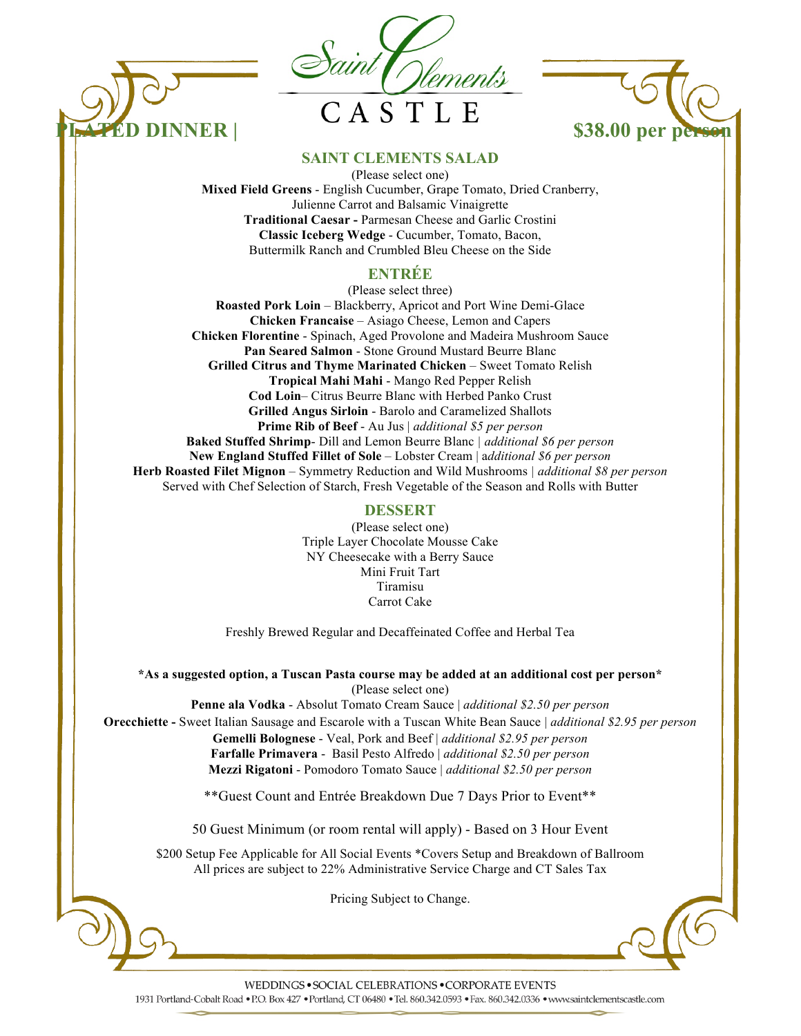# Saint Clements CASTLE

## PLATED DINNER | $38.00 per person

### SAINT CLEMENTS SALAD

(Please select one)

**Mixed Field Greens** - English Cucumber, Grape Tomato, Dried Cranberry, Julienne Carrot and Balsamic Vinaigrette
**Traditional Caesar -** Parmesan Cheese and Garlic Crostini
**Classic Iceberg Wedge** - Cucumber, Tomato, Bacon, Buttermilk Ranch and Crumbled Bleu Cheese on the Side

### ENTRÉE

(Please select three)

**Roasted Pork Loin** – Blackberry, Apricot and Port Wine Demi-Glace
**Chicken Francaise** – Asiago Cheese, Lemon and Capers
**Chicken Florentine** - Spinach, Aged Provolone and Madeira Mushroom Sauce
**Pan Seared Salmon** - Stone Ground Mustard Beurre Blanc
**Grilled Citrus and Thyme Marinated Chicken** – Sweet Tomato Relish
**Tropical Mahi Mahi** - Mango Red Pepper Relish
**Cod Loin**– Citrus Beurre Blanc with Herbed Panko Crust
**Grilled Angus Sirloin** - Barolo and Caramelized Shallots
**Prime Rib of Beef** - Au Jus | *additional $5 per person*
**Baked Stuffed Shrimp**- Dill and Lemon Beurre Blanc | *additional $6 per person*
**New England Stuffed Fillet of Sole** – Lobster Cream | *additional $6 per person*
**Herb Roasted Filet Mignon** – Symmetry Reduction and Wild Mushrooms | *additional $8 per person*
Served with Chef Selection of Starch, Fresh Vegetable of the Season and Rolls with Butter

### DESSERT

(Please select one)

Triple Layer Chocolate Mousse Cake
NY Cheesecake with a Berry Sauce
Mini Fruit Tart
Tiramisu
Carrot Cake

Freshly Brewed Regular and Decaffeinated Coffee and Herbal Tea

**\*As a suggested option, a Tuscan Pasta course may be added at an additional cost per person\***
(Please select one)

**Penne ala Vodka** - Absolut Tomato Cream Sauce | *additional $2.50 per person*
**Orecchiette -** Sweet Italian Sausage and Escarole with a Tuscan White Bean Sauce | *additional $2.95 per person*
**Gemelli Bolognese** - Veal, Pork and Beef | *additional $2.95 per person*
**Farfalle Primavera** - Basil Pesto Alfredo | *additional $2.50 per person*
**Mezzi Rigatoni** - Pomodoro Tomato Sauce | *additional $2.50 per person*

\*\*Guest Count and Entrée Breakdown Due 7 Days Prior to Event\*\*

50 Guest Minimum (or room rental will apply) - Based on 3 Hour Event

$200 Setup Fee Applicable for All Social Events *Covers Setup and Breakdown of Ballroom
All prices are subject to 22% Administrative Service Charge and CT Sales Tax

Pricing Subject to Change.

WEDDINGS • SOCIAL CELEBRATIONS • CORPORATE EVENTS
1931 Portland-Cobalt Road • P.O. Box 427 • Portland, CT 06480 • Tel. 860.342.0593 • Fax. 860.342.0336 • www.saintclementscastle.com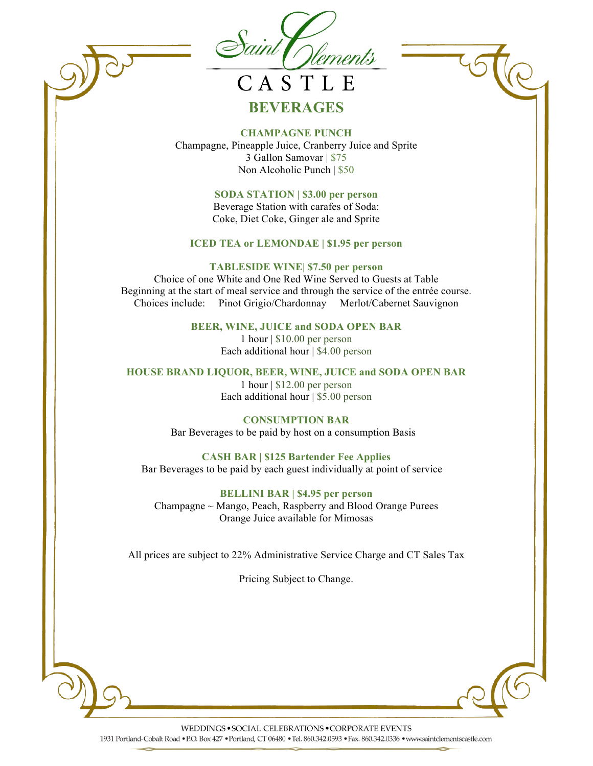# Saint Clements CASTLE

## BEVERAGES

**CHAMPAGNE PUNCH**

Champagne, Pineapple Juice, Cranberry Juice and Sprite
3 Gallon Samovar | $75
Non Alcoholic Punch | $50

**SODA STATION | $3.00 per person**

Beverage Station with carafes of Soda:
Coke, Diet Coke, Ginger ale and Sprite

**ICED TEA or LEMONDAE | $1.95 per person**

**TABLESIDE WINE| $7.50 per person**

Choice of one White and One Red Wine Served to Guests at Table
Beginning at the start of meal service and through the service of the entrée course.
Choices include: Pinot Grigio/Chardonnay Merlot/Cabernet Sauvignon

**BEER, WINE, JUICE and SODA OPEN BAR**

1 hour | $10.00 per person
Each additional hour | $4.00 person

**HOUSE BRAND LIQUOR, BEER, WINE, JUICE and SODA OPEN BAR**

1 hour | $12.00 per person
Each additional hour | $5.00 person

**CONSUMPTION BAR**

Bar Beverages to be paid by host on a consumption Basis

**CASH BAR | $125 Bartender Fee Applies**

Bar Beverages to be paid by each guest individually at point of service

**BELLINI BAR | $4.95 per person**

Champagne ~ Mango, Peach, Raspberry and Blood Orange Purees
Orange Juice available for Mimosas

All prices are subject to 22% Administrative Service Charge and CT Sales Tax

Pricing Subject to Change.

WEDDINGS • SOCIAL CELEBRATIONS • CORPORATE EVENTS
1931 Portland-Cobalt Road • P.O. Box 427 • Portland, CT 06480 • Tel. 860.342.0593 • Fax. 860.342.0336 • www.saintclementscastle.com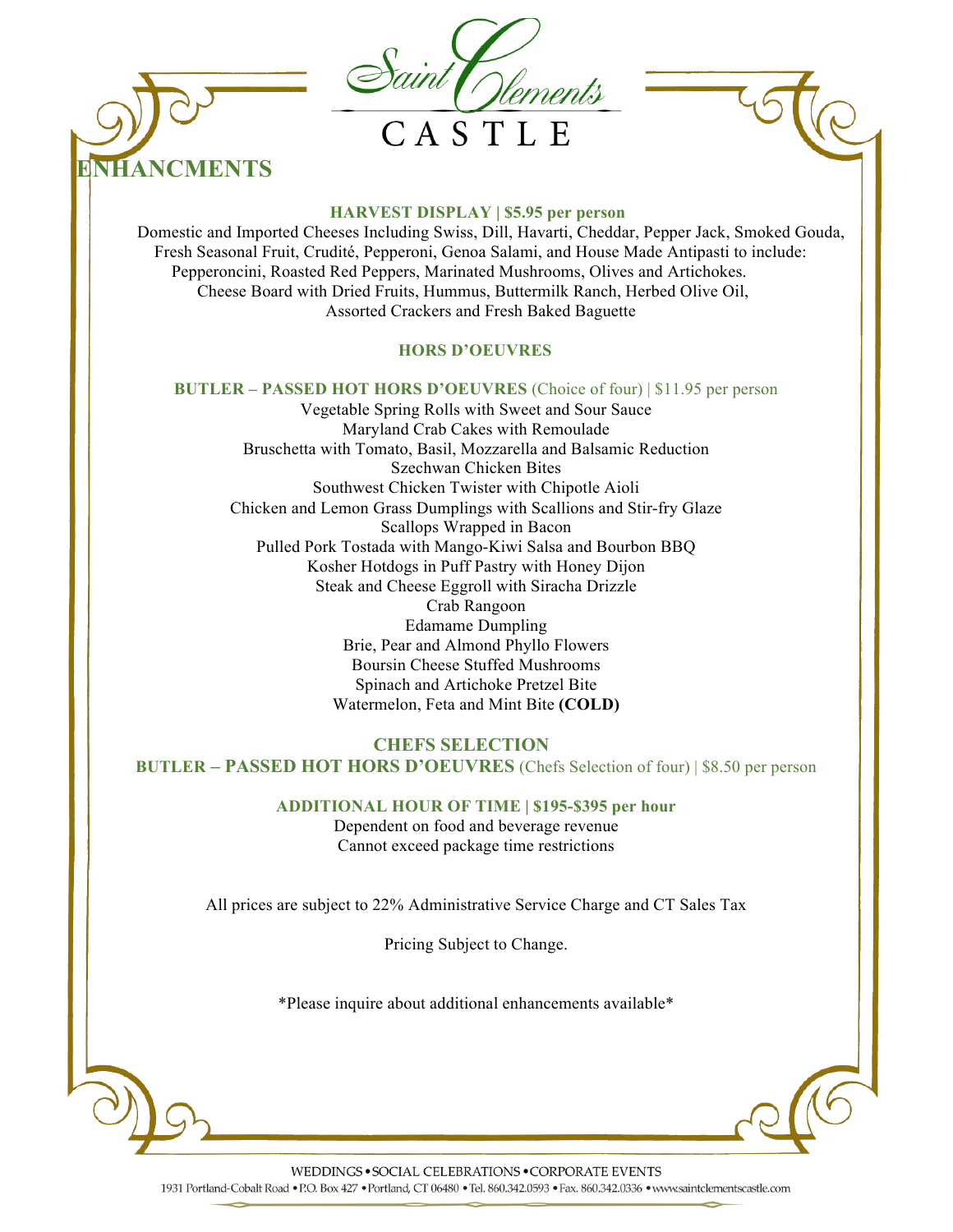Saint Clements

CASTLE

# ENHANCMENTS

### HARVEST DISPLAY | $5.95 per person

Domestic and Imported Cheeses Including Swiss, Dill, Havarti, Cheddar, Pepper Jack, Smoked Gouda, Fresh Seasonal Fruit, Crudité, Pepperoni, Genoa Salami, and House Made Antipasti to include: Pepperoncini, Roasted Red Peppers, Marinated Mushrooms, Olives and Artichokes. Cheese Board with Dried Fruits, Hummus, Buttermilk Ranch, Herbed Olive Oil, Assorted Crackers and Fresh Baked Baguette

## HORS D'OEUVRES

### BUTLER – PASSED HOT HORS D'OEUVRES (Choice of four) | $11.95 per person

Vegetable Spring Rolls with Sweet and Sour Sauce
Maryland Crab Cakes with Remoulade
Bruschetta with Tomato, Basil, Mozzarella and Balsamic Reduction
Szechwan Chicken Bites
Southwest Chicken Twister with Chipotle Aioli
Chicken and Lemon Grass Dumplings with Scallions and Stir-fry Glaze
Scallops Wrapped in Bacon
Pulled Pork Tostada with Mango-Kiwi Salsa and Bourbon BBQ
Kosher Hotdogs in Puff Pastry with Honey Dijon
Steak and Cheese Eggroll with Siracha Drizzle
Crab Rangoon
Edamame Dumpling
Brie, Pear and Almond Phyllo Flowers
Boursin Cheese Stuffed Mushrooms
Spinach and Artichoke Pretzel Bite
Watermelon, Feta and Mint Bite **(COLD)**

## CHEFS SELECTION

### BUTLER – PASSED HOT HORS D'OEUVRES (Chefs Selection of four) | $8.50 per person

### ADDITIONAL HOUR OF TIME | $195-$395 per hour

Dependent on food and beverage revenue
Cannot exceed package time restrictions

All prices are subject to 22% Administrative Service Charge and CT Sales Tax

Pricing Subject to Change.

*Please inquire about additional enhancements available*

WEDDINGS • SOCIAL CELEBRATIONS • CORPORATE EVENTS
1931 Portland-Cobalt Road • P.O. Box 427 • Portland, CT 06480 • Tel. 860.342.0593 • Fax. 860.342.0336 • www.saintclementscastle.com